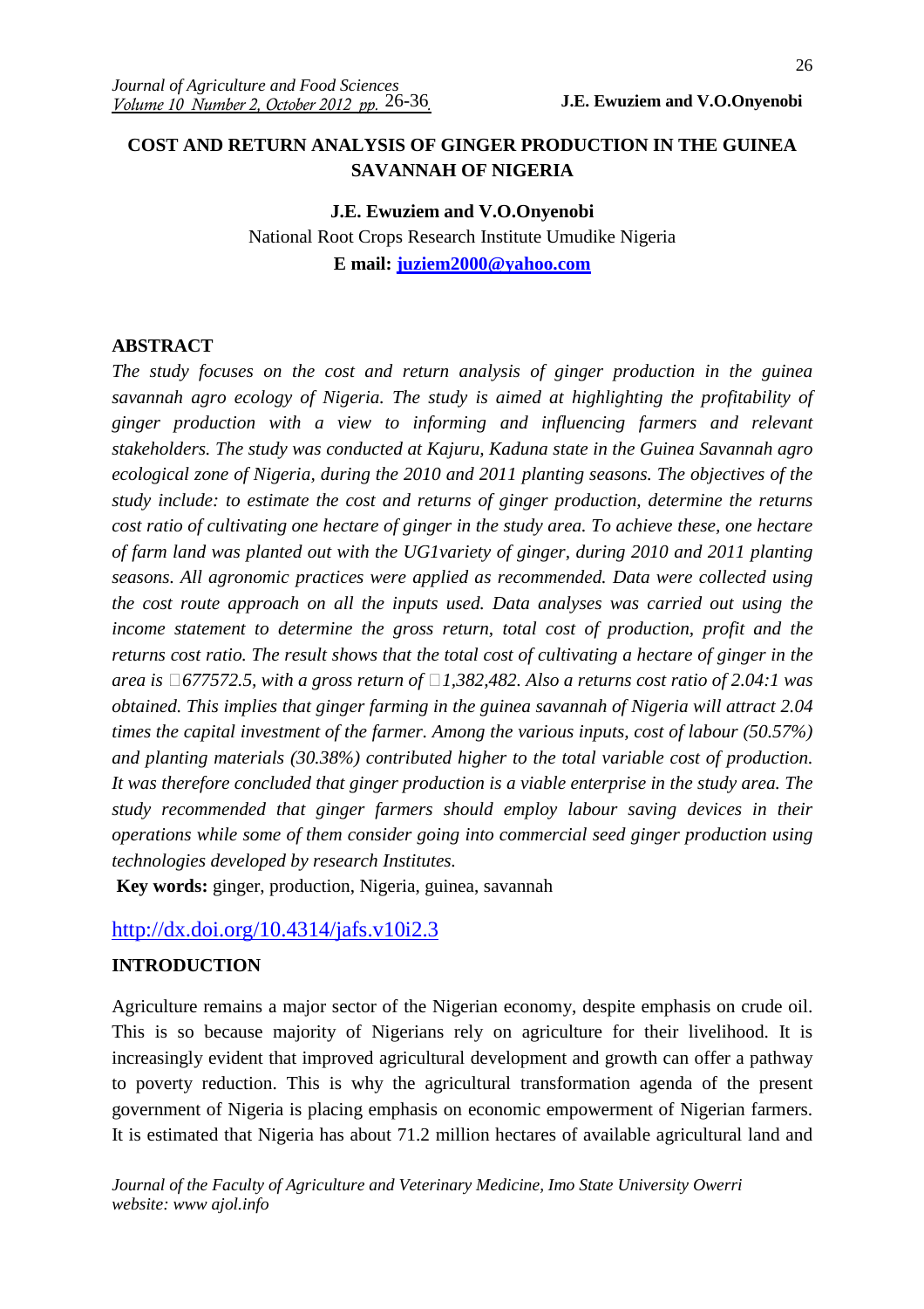# COST AND RETURN ANALYSIS OF GINGER PRODUCTION IN THE GUINEA SAVANNAH OF NIGERIA

**J.E. Ewuziem and V.O.Onyenobi**

National Root Crops Research Institute Umudike Nigeria

**E mail: juziem2000@yahoo.com**

## ABSTRACT

*The study focuses on the cost and return analysis of ginger production in the guinea savannah agro ecology of Nigeria. The study is aimed at highlighting the profitability of ginger production with a view to informing and influencing farmers and relevant stakeholders. The study was conducted at Kajuru, Kaduna state in the Guinea Savannah agro ecological zone of Nigeria, during the 2010 and 2011 planting seasons. The objectives of the study include: to estimate the cost and returns of ginger production, determine the returns cost ratio of cultivating one hectare of ginger in the study area. To achieve these, one hectare of farm land was planted out with the UG1variety of ginger, during 2010 and 2011 planting seasons. All agronomic practices were applied as recommended. Data were collected using the cost route approach on all the inputs used. Data analyses was carried out using the income statement to determine the gross return, total cost of production, profit and the returns cost ratio. The result shows that the total cost of cultivating a hectare of ginger in the area is* ₦*677572.5, with a gross return of* ₦*1,382,482. Also a returns cost ratio of 2.04:1 was obtained. This implies that ginger farming in the guinea savannah of Nigeria will attract 2.04 times the capital investment of the farmer. Among the various inputs, cost of labour (50.57%) and planting materials (30.38%) contributed higher to the total variable cost of production. It was therefore concluded that ginger production is a viable enterprise in the study area. The study recommended that ginger farmers should employ labour saving devices in their operations while some of them consider going into commercial seed ginger production using technologies developed by research Institutes.*

**Key words:** ginger, production, Nigeria, guinea, savannah

http://dx.doi.org/10.4314/jafs.v10i2.3

## INTRODUCTION

Agriculture remains a major sector of the Nigerian economy, despite emphasis on crude oil. This is so because majority of Nigerians rely on agriculture for their livelihood. It is increasingly evident that improved agricultural development and growth can offer a pathway to poverty reduction. This is why the agricultural transformation agenda of the present government of Nigeria is placing emphasis on economic empowerment of Nigerian farmers. It is estimated that Nigeria has about 71.2 million hectares of available agricultural land and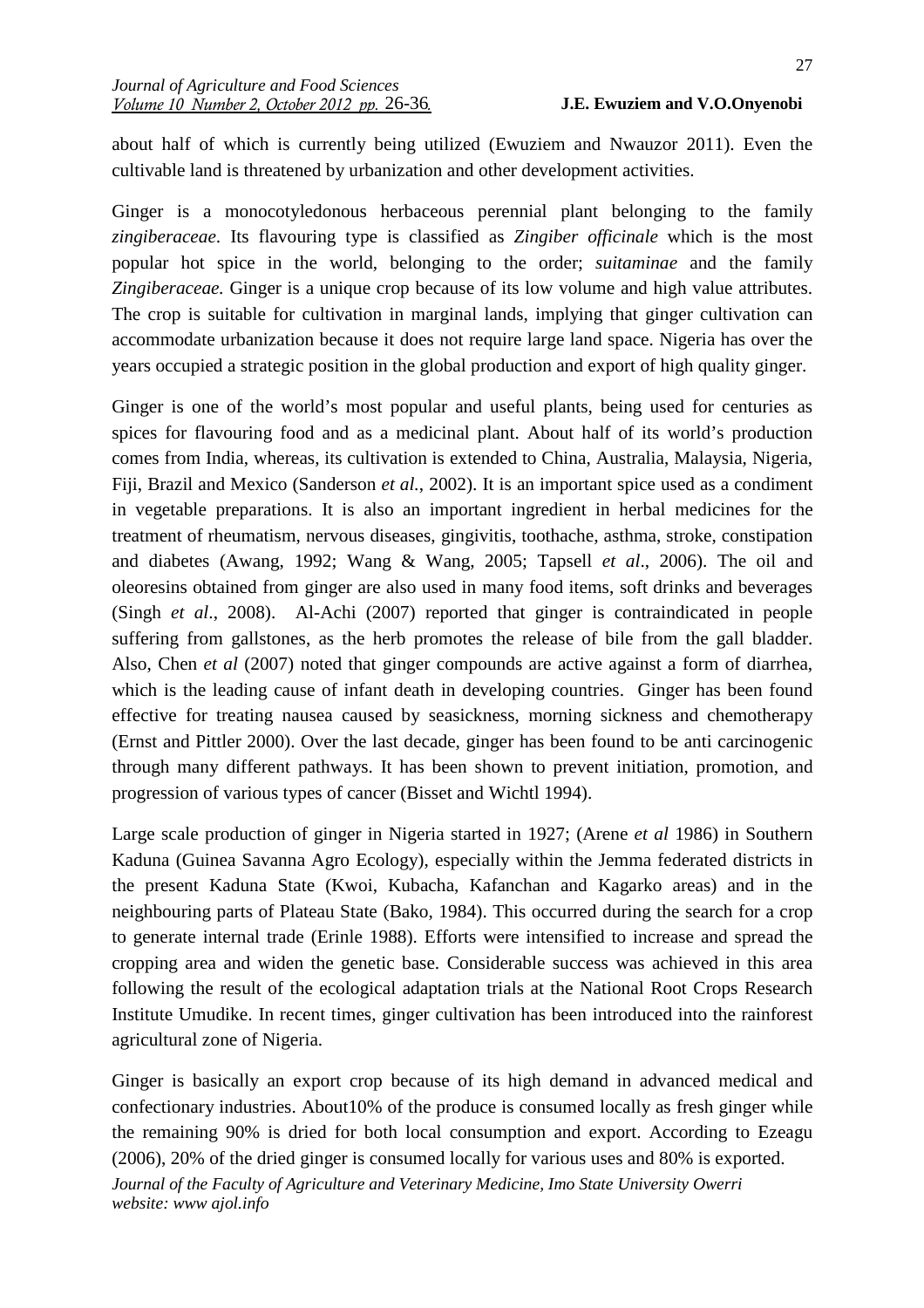about half of which is currently being utilized (Ewuziem and Nwauzor 2011). Even the cultivable land is threatened by urbanization and other development activities.

Ginger is a monocotyledonous herbaceous perennial plant belonging to the family *zingiberaceae*. Its flavouring type is classified as *Zingiber officinale* which is the most popular hot spice in the world, belonging to the order; *suitaminae* and the family *Zingiberaceae.* Ginger is a unique crop because of its low volume and high value attributes. The crop is suitable for cultivation in marginal lands, implying that ginger cultivation can accommodate urbanization because it does not require large land space. Nigeria has over the years occupied a strategic position in the global production and export of high quality ginger.

Ginger is one of the world's most popular and useful plants, being used for centuries as spices for flavouring food and as a medicinal plant. About half of its world's production comes from India, whereas, its cultivation is extended to China, Australia, Malaysia, Nigeria, Fiji, Brazil and Mexico (Sanderson *et al.*, 2002). It is an important spice used as a condiment in vegetable preparations. It is also an important ingredient in herbal medicines for the treatment of rheumatism, nervous diseases, gingivitis, toothache, asthma, stroke, constipation and diabetes (Awang, 1992; Wang & Wang, 2005; Tapsell *et al*., 2006). The oil and oleoresins obtained from ginger are also used in many food items, soft drinks and beverages (Singh *et al*., 2008). Al-Achi (2007) reported that ginger is contraindicated in people suffering from gallstones, as the herb promotes the release of bile from the gall bladder. Also, Chen *et al* (2007) noted that ginger compounds are active against a form of diarrhea, which is the leading cause of infant death in developing countries. Ginger has been found effective for treating nausea caused by seasickness, morning sickness and chemotherapy (Ernst and Pittler 2000). Over the last decade, ginger has been found to be anti carcinogenic through many different pathways. It has been shown to prevent initiation, promotion, and progression of various types of cancer (Bisset and Wichtl 1994).

Large scale production of ginger in Nigeria started in 1927; (Arene *et al* 1986) in Southern Kaduna (Guinea Savanna Agro Ecology), especially within the Jemma federated districts in the present Kaduna State (Kwoi, Kubacha, Kafanchan and Kagarko areas) and in the neighbouring parts of Plateau State (Bako, 1984). This occurred during the search for a crop to generate internal trade (Erinle 1988). Efforts were intensified to increase and spread the cropping area and widen the genetic base. Considerable success was achieved in this area following the result of the ecological adaptation trials at the National Root Crops Research Institute Umudike. In recent times, ginger cultivation has been introduced into the rainforest agricultural zone of Nigeria.

Ginger is basically an export crop because of its high demand in advanced medical and confectionary industries. About10% of the produce is consumed locally as fresh ginger while the remaining 90% is dried for both local consumption and export. According to Ezeagu (2006), 20% of the dried ginger is consumed locally for various uses and 80% is exported.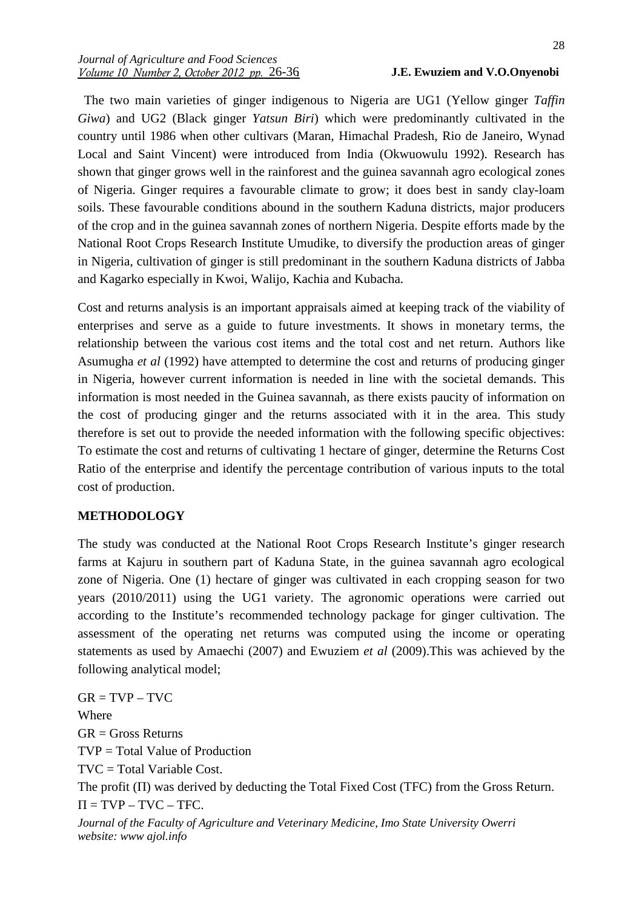The two main varieties of ginger indigenous to Nigeria are UG1 (Yellow ginger *Taffin Giwa*) and UG2 (Black ginger *Yatsun Biri*) which were predominantly cultivated in the country until 1986 when other cultivars (Maran, Himachal Pradesh, Rio de Janeiro, Wynad Local and Saint Vincent) were introduced from India (Okwuowulu 1992). Research has shown that ginger grows well in the rainforest and the guinea savannah agro ecological zones of Nigeria. Ginger requires a favourable climate to grow; it does best in sandy clay-loam soils. These favourable conditions abound in the southern Kaduna districts, major producers of the crop and in the guinea savannah zones of northern Nigeria. Despite efforts made by the National Root Crops Research Institute Umudike, to diversify the production areas of ginger in Nigeria, cultivation of ginger is still predominant in the southern Kaduna districts of Jabba and Kagarko especially in Kwoi, Walijo, Kachia and Kubacha.

Cost and returns analysis is an important appraisals aimed at keeping track of the viability of enterprises and serve as a guide to future investments. It shows in monetary terms, the relationship between the various cost items and the total cost and net return. Authors like Asumugha *et al* (1992) have attempted to determine the cost and returns of producing ginger in Nigeria, however current information is needed in line with the societal demands. This information is most needed in the Guinea savannah, as there exists paucity of information on the cost of producing ginger and the returns associated with it in the area. This study therefore is set out to provide the needed information with the following specific objectives: To estimate the cost and returns of cultivating 1 hectare of ginger, determine the Returns Cost Ratio of the enterprise and identify the percentage contribution of various inputs to the total cost of production.

## METHODOLOGY

The study was conducted at the National Root Crops Research Institute's ginger research farms at Kajuru in southern part of Kaduna State, in the guinea savannah agro ecological zone of Nigeria. One (1) hectare of ginger was cultivated in each cropping season for two years (2010/2011) using the UG1 variety. The agronomic operations were carried out according to the Institute's recommended technology package for ginger cultivation. The assessment of the operating net returns was computed using the income or operating statements as used by Amaechi (2007) and Ewuziem *et al* (2009).This was achieved by the following analytical model;

$GR = TVP – TVC$

Where

GR = Gross Returns

TVP = Total Value of Production

TVC = Total Variable Cost.

The profit ($\Pi$) was derived by deducting the Total Fixed Cost (TFC) from the Gross Return.

$\Pi = TVP – TVC – TFC.$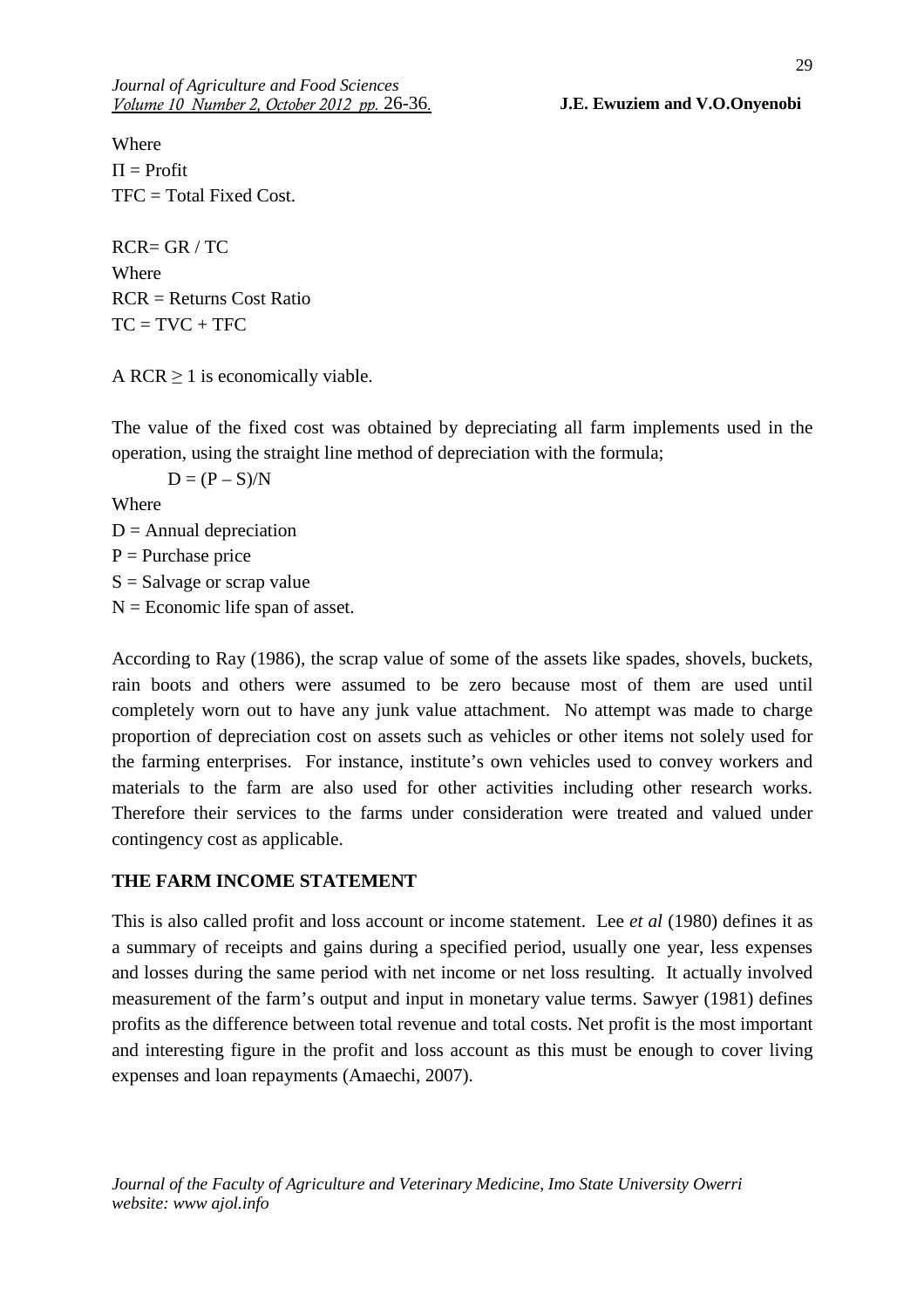Where  
$\Pi$ = Profit  
TFC = Total Fixed Cost.

$$RCR = GR / TC$$

Where  
RCR = Returns Cost Ratio  
$TC = TVC + TFC$

A $RCR \geq 1$ is economically viable.

The value of the fixed cost was obtained by depreciating all farm implements used in the operation, using the straight line method of depreciation with the formula;

$$D = (P - S)/N$$

Where  
D = Annual depreciation  
P = Purchase price  
S = Salvage or scrap value  
N = Economic life span of asset.

According to Ray (1986), the scrap value of some of the assets like spades, shovels, buckets, rain boots and others were assumed to be zero because most of them are used until completely worn out to have any junk value attachment. No attempt was made to charge proportion of depreciation cost on assets such as vehicles or other items not solely used for the farming enterprises. For instance, institute's own vehicles used to convey workers and materials to the farm are also used for other activities including other research works. Therefore their services to the farms under consideration were treated and valued under contingency cost as applicable.

## THE FARM INCOME STATEMENT

This is also called profit and loss account or income statement. Lee *et al* (1980) defines it as a summary of receipts and gains during a specified period, usually one year, less expenses and losses during the same period with net income or net loss resulting. It actually involved measurement of the farm's output and input in monetary value terms. Sawyer (1981) defines profits as the difference between total revenue and total costs. Net profit is the most important and interesting figure in the profit and loss account as this must be enough to cover living expenses and loan repayments (Amaechi, 2007).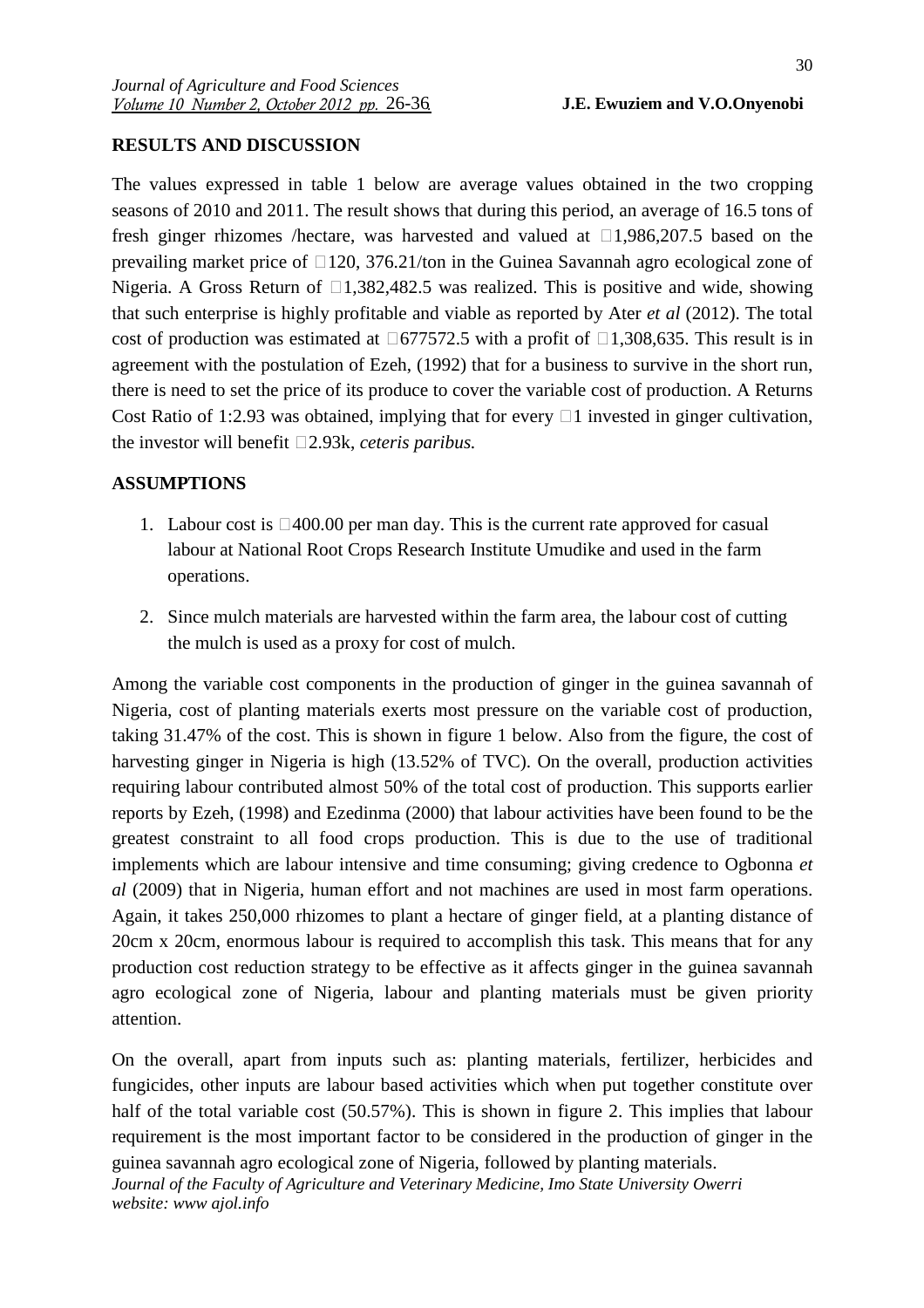## RESULTS AND DISCUSSION

The values expressed in table 1 below are average values obtained in the two cropping seasons of 2010 and 2011. The result shows that during this period, an average of 16.5 tons of fresh ginger rhizomes /hectare, was harvested and valued at ₦1,986,207.5 based on the prevailing market price of ₦120, 376.21/ton in the Guinea Savannah agro ecological zone of Nigeria. A Gross Return of ₦1,382,482.5 was realized. This is positive and wide, showing that such enterprise is highly profitable and viable as reported by Ater *et al* (2012). The total cost of production was estimated at ₦677572.5 with a profit of ₦1,308,635. This result is in agreement with the postulation of Ezeh, (1992) that for a business to survive in the short run, there is need to set the price of its produce to cover the variable cost of production. A Returns Cost Ratio of 1:2.93 was obtained, implying that for every ₦1 invested in ginger cultivation, the investor will benefit ₦2.93k, *ceteris paribus.*

## ASSUMPTIONS

1. Labour cost is ₦400.00 per man day. This is the current rate approved for casual labour at National Root Crops Research Institute Umudike and used in the farm operations.
2. Since mulch materials are harvested within the farm area, the labour cost of cutting the mulch is used as a proxy for cost of mulch.

Among the variable cost components in the production of ginger in the guinea savannah of Nigeria, cost of planting materials exerts most pressure on the variable cost of production, taking 31.47% of the cost. This is shown in figure 1 below. Also from the figure, the cost of harvesting ginger in Nigeria is high (13.52% of TVC). On the overall, production activities requiring labour contributed almost 50% of the total cost of production. This supports earlier reports by Ezeh, (1998) and Ezedinma (2000) that labour activities have been found to be the greatest constraint to all food crops production. This is due to the use of traditional implements which are labour intensive and time consuming; giving credence to Ogbonna *et al* (2009) that in Nigeria, human effort and not machines are used in most farm operations. Again, it takes 250,000 rhizomes to plant a hectare of ginger field, at a planting distance of 20cm x 20cm, enormous labour is required to accomplish this task. This means that for any production cost reduction strategy to be effective as it affects ginger in the guinea savannah agro ecological zone of Nigeria, labour and planting materials must be given priority attention.

On the overall, apart from inputs such as: planting materials, fertilizer, herbicides and fungicides, other inputs are labour based activities which when put together constitute over half of the total variable cost (50.57%). This is shown in figure 2. This implies that labour requirement is the most important factor to be considered in the production of ginger in the guinea savannah agro ecological zone of Nigeria, followed by planting materials.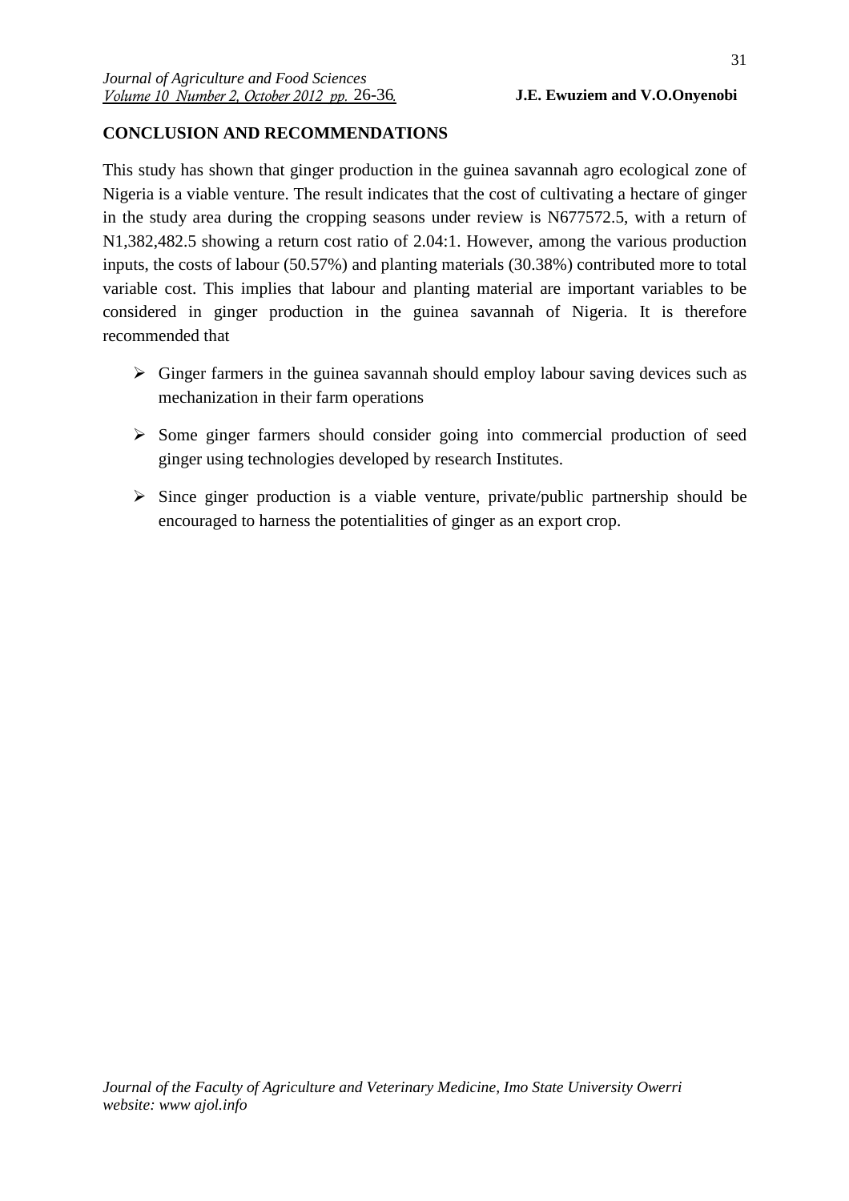## CONCLUSION AND RECOMMENDATIONS

This study has shown that ginger production in the guinea savannah agro ecological zone of Nigeria is a viable venture. The result indicates that the cost of cultivating a hectare of ginger in the study area during the cropping seasons under review is N677572.5, with a return of N1,382,482.5 showing a return cost ratio of 2.04:1. However, among the various production inputs, the costs of labour (50.57%) and planting materials (30.38%) contributed more to total variable cost. This implies that labour and planting material are important variables to be considered in ginger production in the guinea savannah of Nigeria. It is therefore recommended that

- Ginger farmers in the guinea savannah should employ labour saving devices such as mechanization in their farm operations
- Some ginger farmers should consider going into commercial production of seed ginger using technologies developed by research Institutes.
- Since ginger production is a viable venture, private/public partnership should be encouraged to harness the potentialities of ginger as an export crop.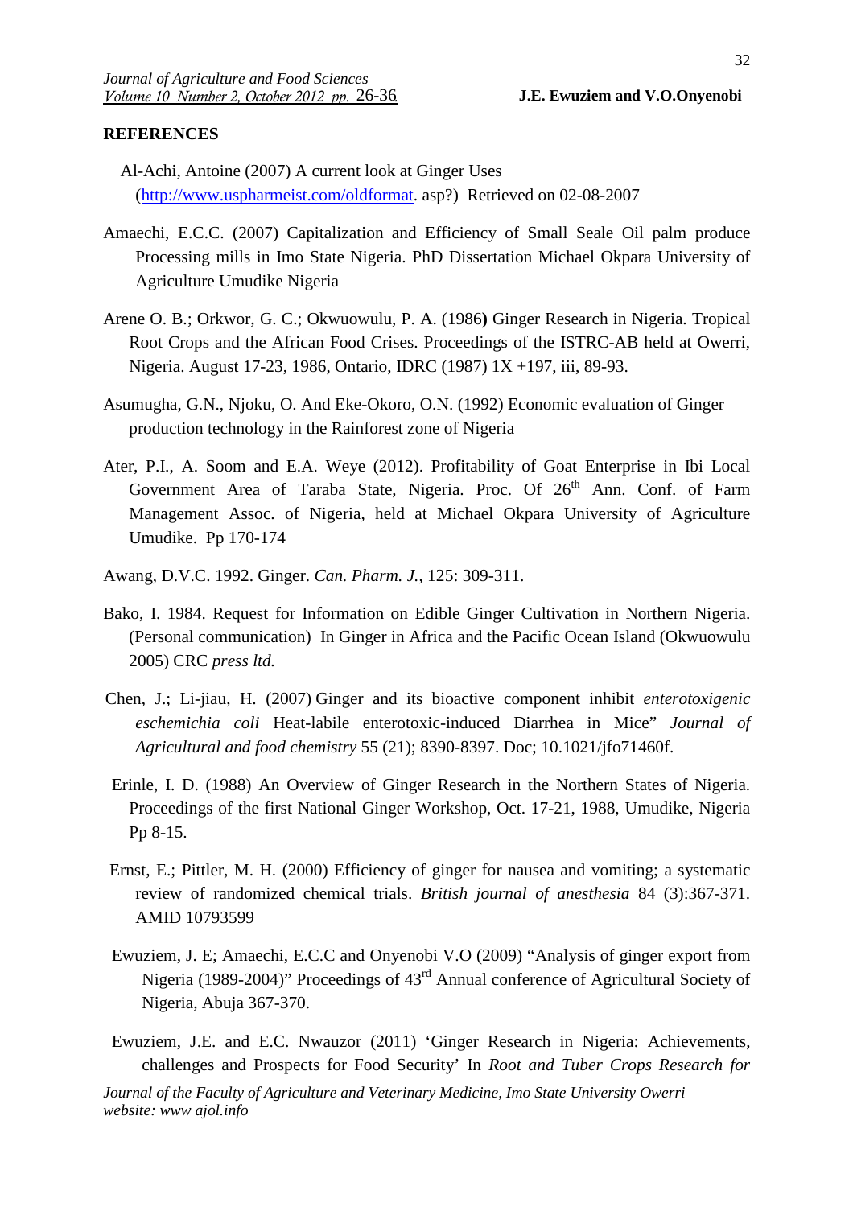## REFERENCES

Al-Achi, Antoine (2007) A current look at Ginger Uses (http://www.uspharmeist.com/oldformat. asp?) Retrieved on 02-08-2007

Amaechi, E.C.C. (2007) Capitalization and Efficiency of Small Seale Oil palm produce Processing mills in Imo State Nigeria. PhD Dissertation Michael Okpara University of Agriculture Umudike Nigeria

Arene O. B.; Orkwor, G. C.; Okwuowulu, P. A. (1986**)** Ginger Research in Nigeria. Tropical Root Crops and the African Food Crises. Proceedings of the ISTRC-AB held at Owerri, Nigeria. August 17-23, 1986, Ontario, IDRC (1987) 1X +197, iii, 89-93.

Asumugha, G.N., Njoku, O. And Eke-Okoro, O.N. (1992) Economic evaluation of Ginger production technology in the Rainforest zone of Nigeria

Ater, P.I., A. Soom and E.A. Weye (2012). Profitability of Goat Enterprise in Ibi Local Government Area of Taraba State, Nigeria. Proc. Of 26th Ann. Conf. of Farm Management Assoc. of Nigeria, held at Michael Okpara University of Agriculture Umudike. Pp 170-174

Awang, D.V.C. 1992. Ginger. *Can. Pharm. J.*, 125: 309-311.

Bako, I. 1984. Request for Information on Edible Ginger Cultivation in Northern Nigeria. (Personal communication) In Ginger in Africa and the Pacific Ocean Island (Okwuowulu 2005) CRC *press ltd.*

Chen, J.; Li-jiau, H. (2007) Ginger and its bioactive component inhibit *enterotoxigenic eschemichia coli* Heat-labile enterotoxic-induced Diarrhea in Mice" *Journal of Agricultural and food chemistry* 55 (21); 8390-8397. Doc; 10.1021/jfo71460f.

Erinle, I. D. (1988) An Overview of Ginger Research in the Northern States of Nigeria. Proceedings of the first National Ginger Workshop, Oct. 17-21, 1988, Umudike, Nigeria Pp 8-15.

Ernst, E.; Pittler, M. H. (2000) Efficiency of ginger for nausea and vomiting; a systematic review of randomized chemical trials. *British journal of anesthesia* 84 (3):367-371. AMID 10793599

Ewuziem, J. E; Amaechi, E.C.C and Onyenobi V.O (2009) "Analysis of ginger export from Nigeria (1989-2004)" Proceedings of 43rd Annual conference of Agricultural Society of Nigeria, Abuja 367-370.

Ewuziem, J.E. and E.C. Nwauzor (2011) 'Ginger Research in Nigeria: Achievements, challenges and Prospects for Food Security' In *Root and Tuber Crops Research for*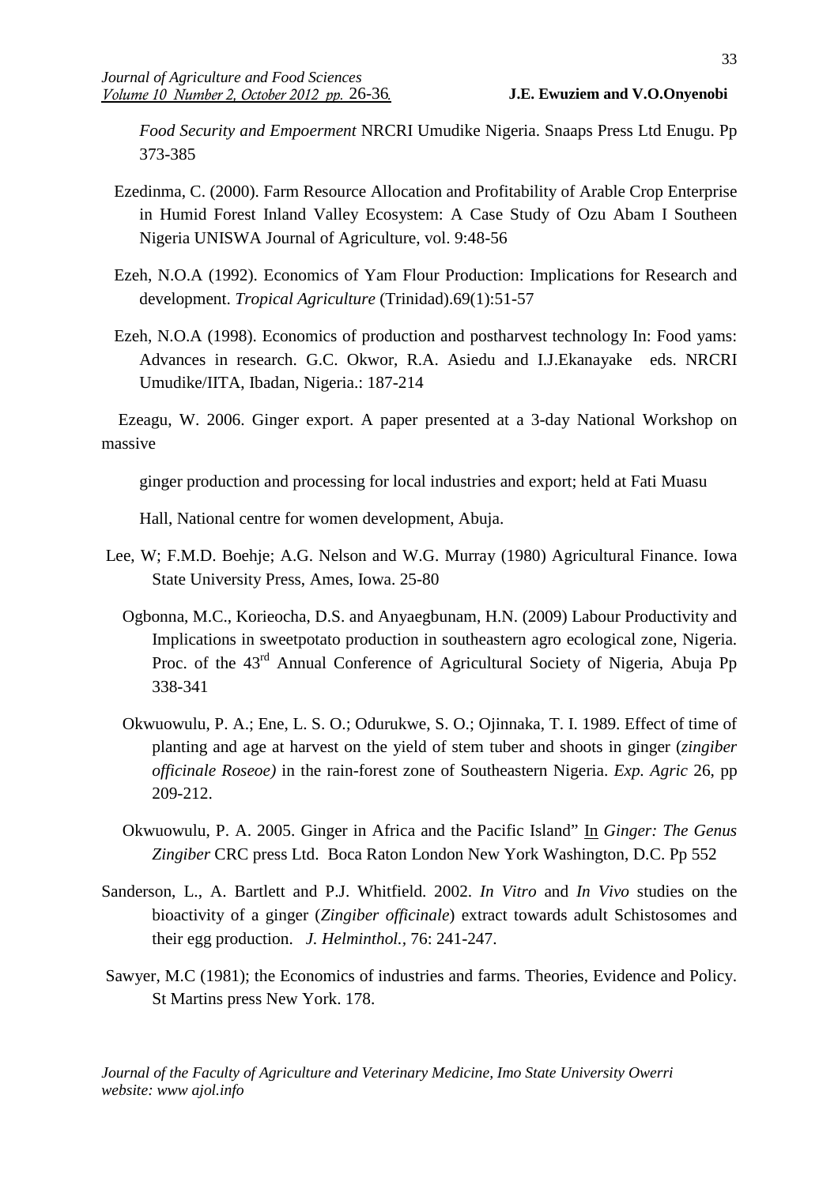*Food Security and Empoerment* NRCRI Umudike Nigeria. Snaaps Press Ltd Enugu. Pp 373-385

Ezedinma, C. (2000). Farm Resource Allocation and Profitability of Arable Crop Enterprise in Humid Forest Inland Valley Ecosystem: A Case Study of Ozu Abam I Southeen Nigeria UNISWA Journal of Agriculture, vol. 9:48-56

Ezeh, N.O.A (1992). Economics of Yam Flour Production: Implications for Research and development. *Tropical Agriculture* (Trinidad).69(1):51-57

Ezeh, N.O.A (1998). Economics of production and postharvest technology In: Food yams: Advances in research. G.C. Okwor, R.A. Asiedu and I.J.Ekanayake eds. NRCRI Umudike/IITA, Ibadan, Nigeria.: 187-214

Ezeagu, W. 2006. Ginger export. A paper presented at a 3-day National Workshop on massive

ginger production and processing for local industries and export; held at Fati Muasu

Hall, National centre for women development, Abuja.

Lee, W; F.M.D. Boehje; A.G. Nelson and W.G. Murray (1980) Agricultural Finance. Iowa State University Press, Ames, Iowa. 25-80

Ogbonna, M.C., Korieocha, D.S. and Anyaegbunam, H.N. (2009) Labour Productivity and Implications in sweetpotato production in southeastern agro ecological zone, Nigeria. Proc. of the 43rd Annual Conference of Agricultural Society of Nigeria, Abuja Pp 338-341

Okwuowulu, P. A.; Ene, L. S. O.; Odurukwe, S. O.; Ojinnaka, T. I. 1989. Effect of time of planting and age at harvest on the yield of stem tuber and shoots in ginger (*zingiber officinale Roseoe)* in the rain-forest zone of Southeastern Nigeria. *Exp. Agric* 26, pp 209-212.

Okwuowulu, P. A. 2005. Ginger in Africa and the Pacific Island" In *Ginger: The Genus Zingiber* CRC press Ltd. Boca Raton London New York Washington, D.C. Pp 552

Sanderson, L., A. Bartlett and P.J. Whitfield. 2002. *In Vitro* and *In Vivo* studies on the bioactivity of a ginger (*Zingiber officinale*) extract towards adult Schistosomes and their egg production. *J. Helminthol.*, 76: 241-247.

Sawyer, M.C (1981); the Economics of industries and farms. Theories, Evidence and Policy. St Martins press New York. 178.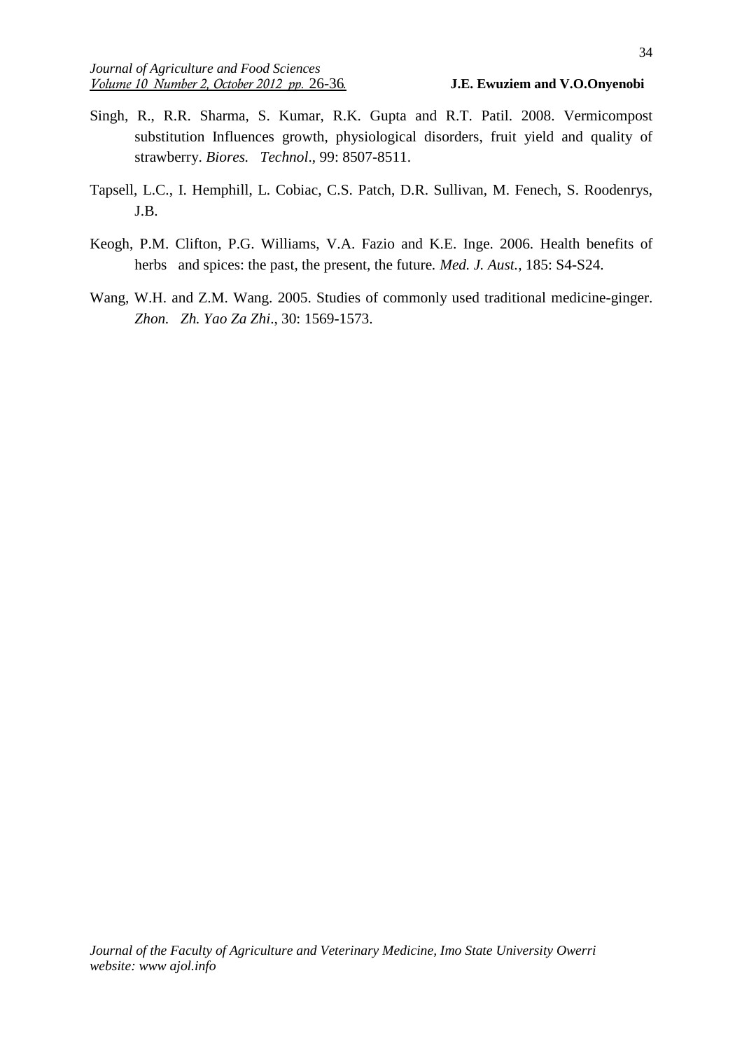Singh, R., R.R. Sharma, S. Kumar, R.K. Gupta and R.T. Patil. 2008. Vermicompost substitution Influences growth, physiological disorders, fruit yield and quality of strawberry. *Biores. Technol*., 99: 8507-8511.

Tapsell, L.C., I. Hemphill, L. Cobiac, C.S. Patch, D.R. Sullivan, M. Fenech, S. Roodenrys, J.B.

Keogh, P.M. Clifton, P.G. Williams, V.A. Fazio and K.E. Inge. 2006. Health benefits of herbs and spices: the past, the present, the future. *Med. J. Aust.*, 185: S4-S24.

Wang, W.H. and Z.M. Wang. 2005. Studies of commonly used traditional medicine-ginger. *Zhon. Zh. Yao Za Zhi*., 30: 1569-1573.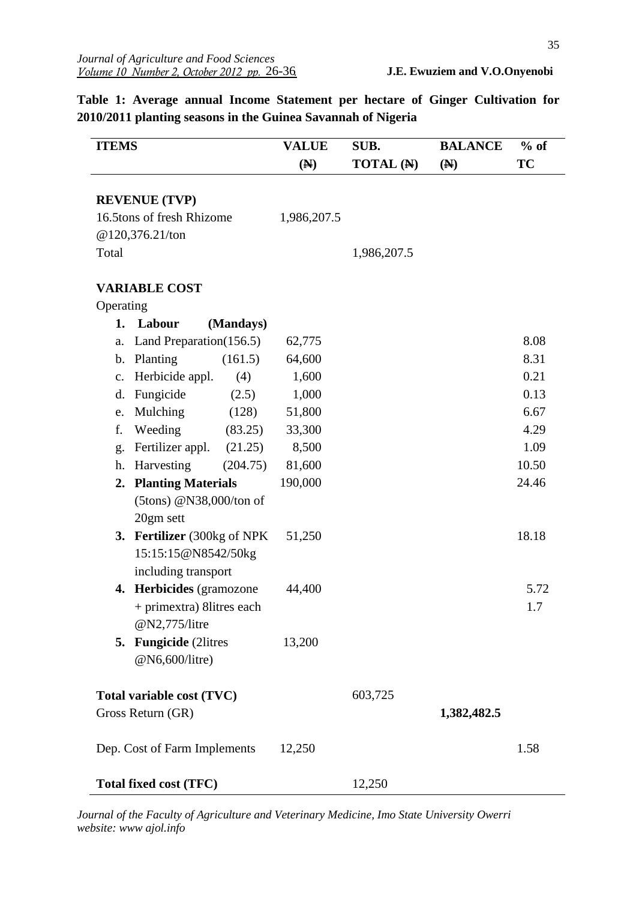**Table 1: Average annual Income Statement per hectare of Ginger Cultivation for 2010/2011 planting seasons in the Guinea Savannah of Nigeria**

| ITEMS | VALUE (₦) | SUB. TOTAL (₦) | BALANCE (₦) | % of TC |
|---|---|---|---|---|
| **REVENUE (TVP)** | | | | |
| 16.5tons of fresh Rhizome @120,376.21/ton | 1,986,207.5 | | | |
| Total | | 1,986,207.5 | | |
| **VARIABLE COST** | | | | |
| Operating | | | | |
| **1. Labour (Mandays)** | | | | |
| a. Land Preparation(156.5) | 62,775 | | | 8.08 |
| b. Planting (161.5) | 64,600 | | | 8.31 |
| c. Herbicide appl. (4) | 1,600 | | | 0.21 |
| d. Fungicide (2.5) | 1,000 | | | 0.13 |
| e. Mulching (128) | 51,800 | | | 6.67 |
| f. Weeding (83.25) | 33,300 | | | 4.29 |
| g. Fertilizer appl. (21.25) | 8,500 | | | 1.09 |
| h. Harvesting (204.75) | 81,600 | | | 10.50 |
| **2. Planting Materials** (5tons) @N38,000/ton of 20gm sett | 190,000 | | | 24.46 |
| **3. Fertilizer** (300kg of NPK 15:15:15@N8542/50kg including transport | 51,250 | | | 18.18 |
| **4. Herbicides** (gramozone + primextra) 8litres each @N2,775/litre | 44,400 | | | 5.72 1.7 |
| **5. Fungicide** (2litres @N6,600/litre) | 13,200 | | | |
| **Total variable cost (TVC)** | | 603,725 | | |
| Gross Return (GR) | | | **1,382,482.5** | |
| Dep. Cost of Farm Implements | 12,250 | | | 1.58 |
| **Total fixed cost (TFC)** | | 12,250 | | |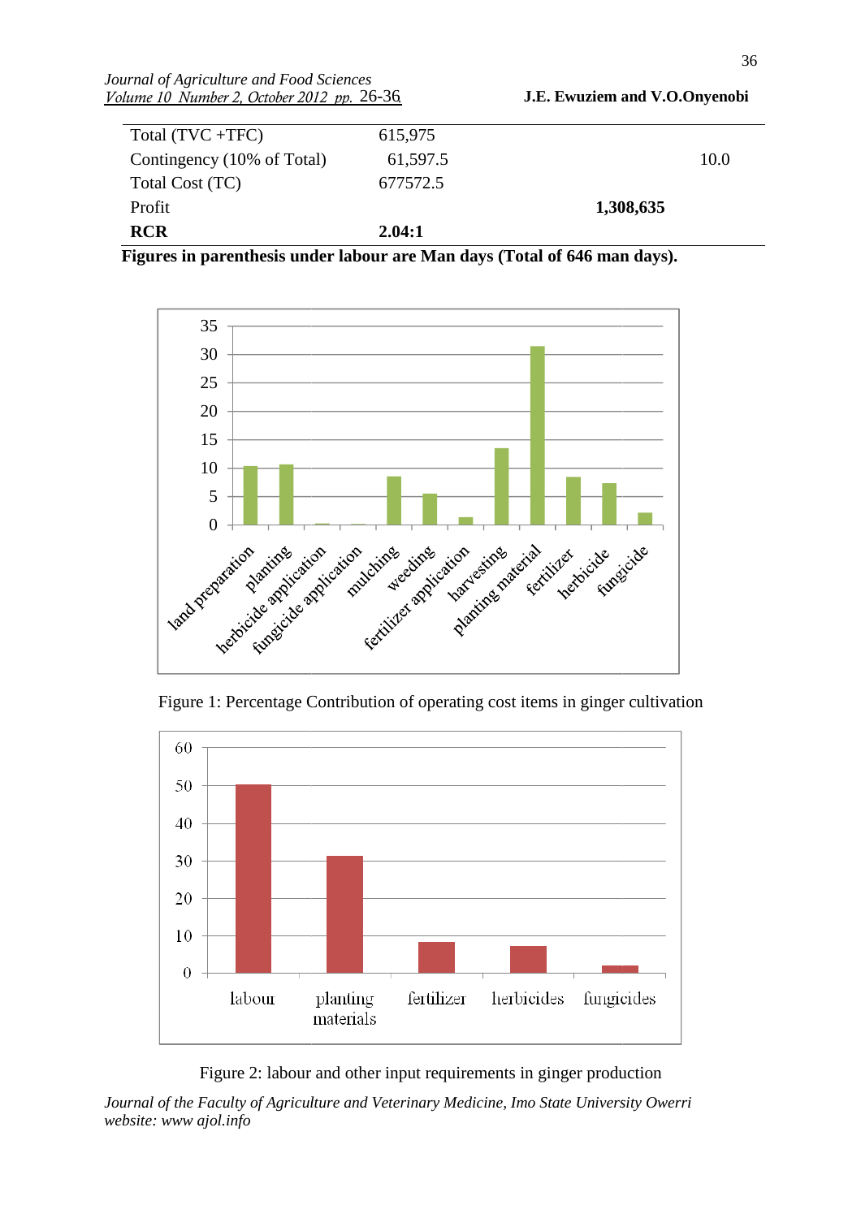| | | | |
|---|---|---|---|
| Total (TVC +TFC) | 615,975 | | |
| Contingency (10% of Total) | 61,597.5 | | 10.0 |
| Total Cost (TC) | 677572.5 | | |
| Profit | | 1,308,635 | |
| **RCR** | **2.04:1** | | |

**Figures in parenthesis under labour are Man days (Total of 646 man days).**

35
30
25
20
15
10
5
0
land preparation
planting
herbicide application
fungicide application
mulching
weeding
fertilizer application
harvesting
planting material
fertilizer
herbicide
fungicide

Figure 1: Percentage Contribution of operating cost items in ginger cultivation

60
50
40
30
20
10
0
labour
planting materials
fertilizer
herbicides
fungicides

Figure 2: labour and other input requirements in ginger production